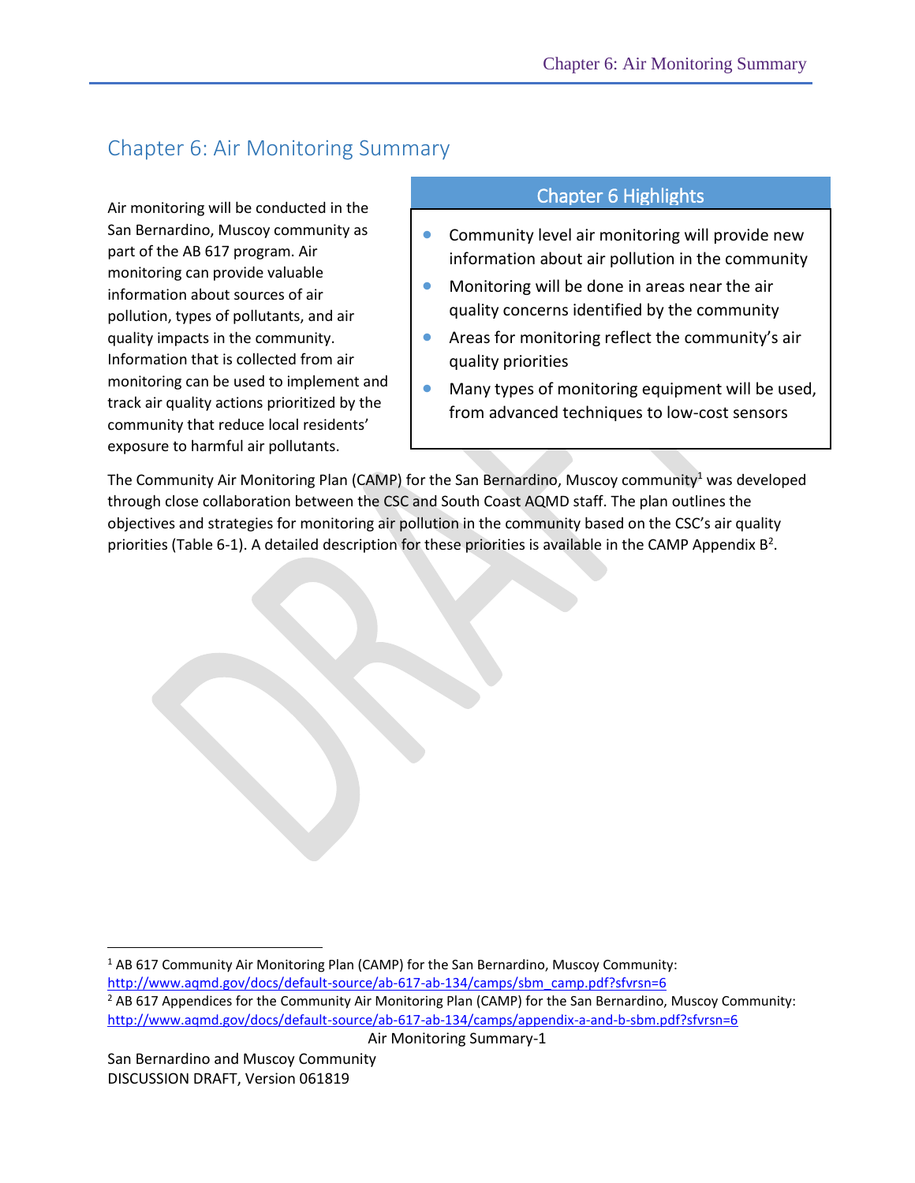# Chapter 6: Air Monitoring Summary

Air monitoring will be conducted in the San Bernardino, Muscoy community as part of the AB 617 program. Air monitoring can provide valuable information about sources of air pollution, types of pollutants, and air quality impacts in the community. Information that is collected from air monitoring can be used to implement and track air quality actions prioritized by the community that reduce local residents' exposure to harmful air pollutants.

## Chapter 6 Highlights

- Community level air monitoring will provide new information about air pollution in the community
- Monitoring will be done in areas near the air quality concerns identified by the community
- Areas for monitoring reflect the community's air quality priorities
- Many types of monitoring equipment will be used, from advanced techniques to low-cost sensors

The Community Air Monitoring Plan (CAMP) for the San Bernardino, Muscoy community[1] was developed through close collaboration between the CSC and South Coast AQMD staff. The plan outlines the objectives and strategies for monitoring air pollution in the community based on the CSC's air quality priorities (Table 6-1). A detailed description for these priorities is available in the CAMP Appendix B[2].

---

[1] AB 617 Community Air Monitoring Plan (CAMP) for the San Bernardino, Muscoy Community: http://www.aqmd.gov/docs/default-source/ab-617-ab-134/camps/sbm_camp.pdf?sfvrsn=6

[2] AB 617 Appendices for the Community Air Monitoring Plan (CAMP) for the San Bernardino, Muscoy Community: http://www.aqmd.gov/docs/default-source/ab-617-ab-134/camps/appendix-a-and-b-sbm.pdf?sfvrsn=6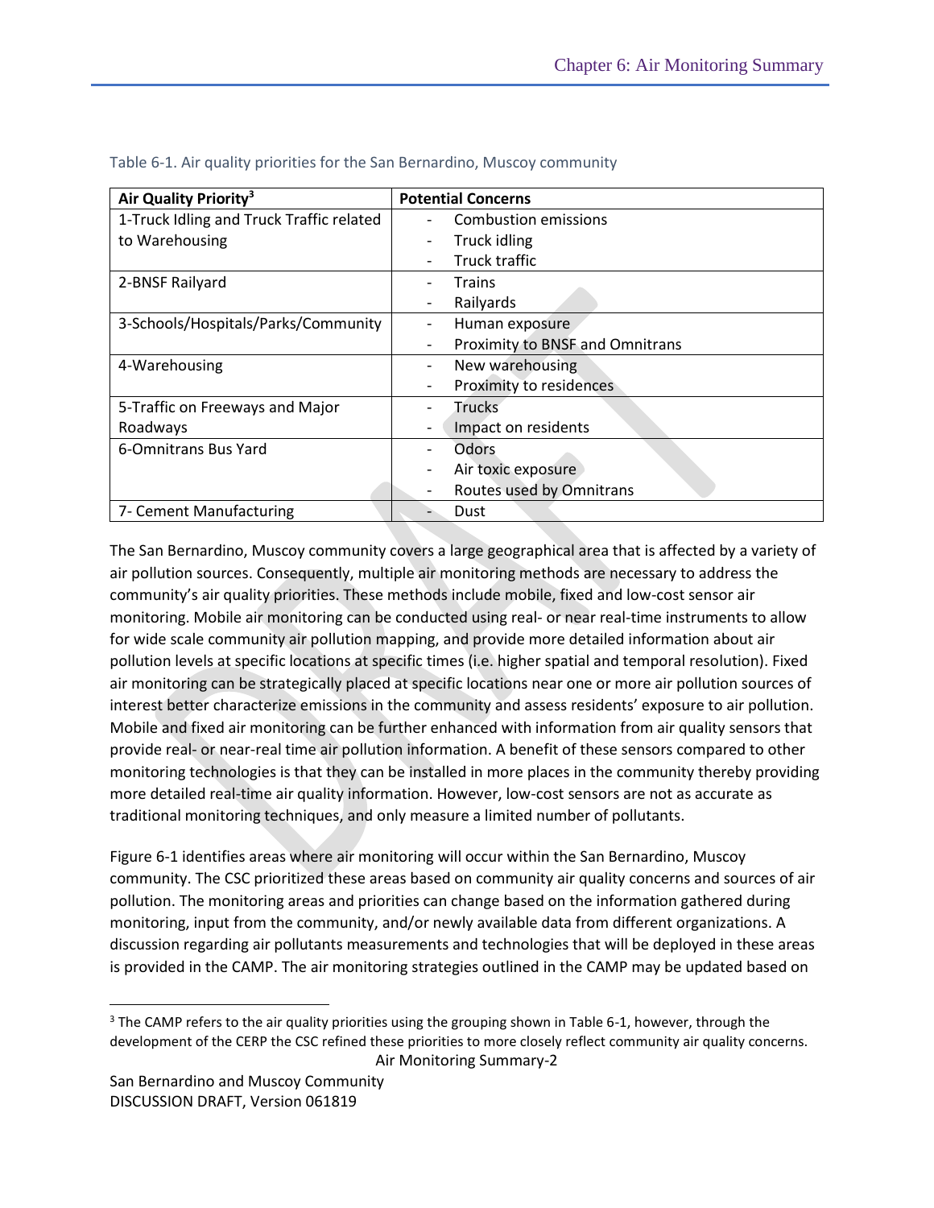Table 6-1. Air quality priorities for the San Bernardino, Muscoy community

| Air Quality Priority[3] | Potential Concerns |
|---|---|
| 1-Truck Idling and Truck Traffic related to Warehousing | - Combustion emissions<br>- Truck idling<br>- Truck traffic |
| 2-BNSF Railyard | - Trains<br>- Railyards |
| 3-Schools/Hospitals/Parks/Community | - Human exposure<br>- Proximity to BNSF and Omnitrans |
| 4-Warehousing | - New warehousing<br>- Proximity to residences |
| 5-Traffic on Freeways and Major Roadways | - Trucks<br>- Impact on residents |
| 6-Omnitrans Bus Yard | - Odors<br>- Air toxic exposure<br>- Routes used by Omnitrans |
| 7- Cement Manufacturing | - Dust |

The San Bernardino, Muscoy community covers a large geographical area that is affected by a variety of air pollution sources. Consequently, multiple air monitoring methods are necessary to address the community's air quality priorities. These methods include mobile, fixed and low-cost sensor air monitoring. Mobile air monitoring can be conducted using real- or near real-time instruments to allow for wide scale community air pollution mapping, and provide more detailed information about air pollution levels at specific locations at specific times (i.e. higher spatial and temporal resolution). Fixed air monitoring can be strategically placed at specific locations near one or more air pollution sources of interest better characterize emissions in the community and assess residents' exposure to air pollution. Mobile and fixed air monitoring can be further enhanced with information from air quality sensors that provide real- or near-real time air pollution information. A benefit of these sensors compared to other monitoring technologies is that they can be installed in more places in the community thereby providing more detailed real-time air quality information. However, low-cost sensors are not as accurate as traditional monitoring techniques, and only measure a limited number of pollutants.

Figure 6-1 identifies areas where air monitoring will occur within the San Bernardino, Muscoy community. The CSC prioritized these areas based on community air quality concerns and sources of air pollution. The monitoring areas and priorities can change based on the information gathered during monitoring, input from the community, and/or newly available data from different organizations. A discussion regarding air pollutants measurements and technologies that will be deployed in these areas is provided in the CAMP. The air monitoring strategies outlined in the CAMP may be updated based on

[3] The CAMP refers to the air quality priorities using the grouping shown in Table 6-1, however, through the development of the CERP the CSC refined these priorities to more closely reflect community air quality concerns.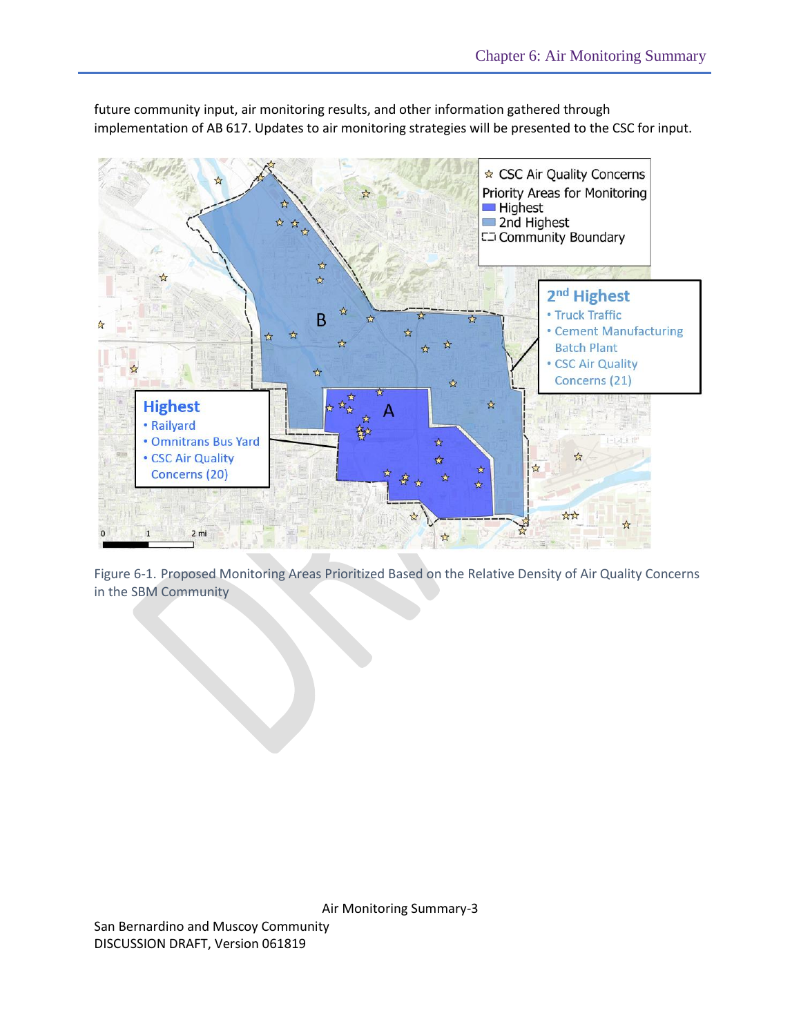future community input, air monitoring results, and other information gathered through implementation of AB 617. Updates to air monitoring strategies will be presented to the CSC for input.

☆ CSC Air Quality Concerns

Priority Areas for Monitoring

Highest

2nd Highest

Community Boundary

2nd Highest
- Truck Traffic
- Cement Manufacturing Batch Plant
- CSC Air Quality Concerns (21)

Highest
- Railyard
- Omnitrans Bus Yard
- CSC Air Quality Concerns (20)

A

B

0 1 2 mi

Figure 6-1. Proposed Monitoring Areas Prioritized Based on the Relative Density of Air Quality Concerns in the SBM Community